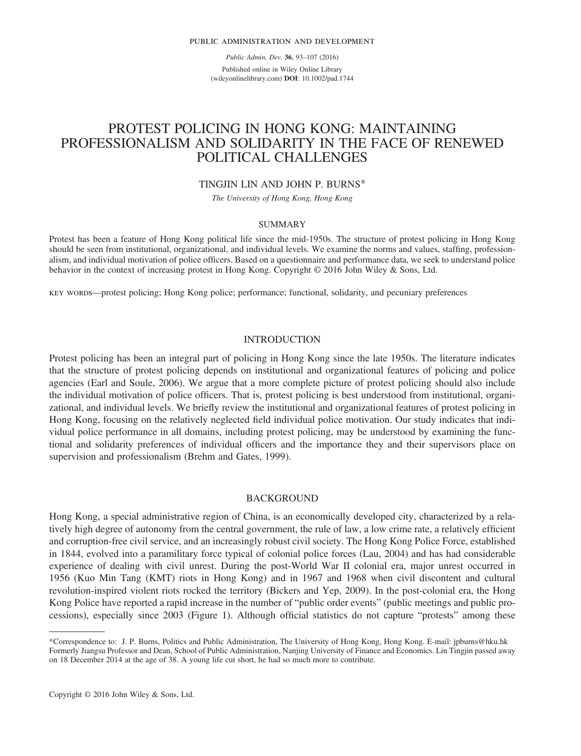# PROTEST POLICING IN HONG KONG: MAINTAINING PROFESSIONALISM AND SOLIDARITY IN THE FACE OF RENEWED POLITICAL CHALLENGES

TINGJIN LIN AND JOHN P. BURNS*

*The University of Hong Kong, Hong Kong*

## SUMMARY

Protest has been a feature of Hong Kong political life since the mid-1950s. The structure of protest policing in Hong Kong should be seen from institutional, organizational, and individual levels. We examine the norms and values, staffing, professionalism, and individual motivation of police officers. Based on a questionnaire and performance data, we seek to understand police behavior in the context of increasing protest in Hong Kong. Copyright © 2016 John Wiley & Sons, Ltd.

KEY WORDS—protest policing; Hong Kong police; performance; functional, solidarity, and pecuniary preferences

## INTRODUCTION

Protest policing has been an integral part of policing in Hong Kong since the late 1950s. The literature indicates that the structure of protest policing depends on institutional and organizational features of policing and police agencies (Earl and Soule, 2006). We argue that a more complete picture of protest policing should also include the individual motivation of police officers. That is, protest policing is best understood from institutional, organizational, and individual levels. We briefly review the institutional and organizational features of protest policing in Hong Kong, focusing on the relatively neglected field individual police motivation. Our study indicates that individual police performance in all domains, including protest policing, may be understood by examining the functional and solidarity preferences of individual officers and the importance they and their supervisors place on supervision and professionalism (Brehm and Gates, 1999).

## BACKGROUND

Hong Kong, a special administrative region of China, is an economically developed city, characterized by a relatively high degree of autonomy from the central government, the rule of law, a low crime rate, a relatively efficient and corruption-free civil service, and an increasingly robust civil society. The Hong Kong Police Force, established in 1844, evolved into a paramilitary force typical of colonial police forces (Lau, 2004) and has had considerable experience of dealing with civil unrest. During the post-World War II colonial era, major unrest occurred in 1956 (Kuo Min Tang (KMT) riots in Hong Kong) and in 1967 and 1968 when civil discontent and cultural revolution-inspired violent riots rocked the territory (Bickers and Yep, 2009). In the post-colonial era, the Hong Kong Police have reported a rapid increase in the number of "public order events" (public meetings and public processions), especially since 2003 (Figure 1). Although official statistics do not capture "protests" among these

---

*Correspondence to: J. P. Burns, Politics and Public Administration, The University of Hong Kong, Hong Kong. E-mail: jpburns@hku.hk
Formerly Jiangsu Professor and Dean, School of Public Administration, Nanjing University of Finance and Economics. Lin Tingjin passed away on 18 December 2014 at the age of 38. A young life cut short, he had so much more to contribute.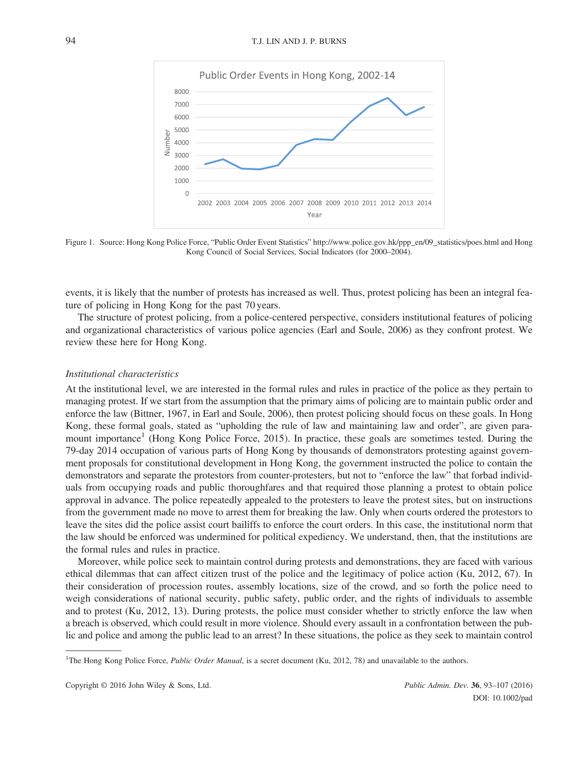Figure 1. Source: Hong Kong Police Force, "Public Order Event Statistics" http://www.police.gov.hk/ppp_en/09_statistics/poes.html and Hong Kong Council of Social Services, Social Indicators (for 2000–2004).

events, it is likely that the number of protests has increased as well. Thus, protest policing has been an integral feature of policing in Hong Kong for the past 70 years.

The structure of protest policing, from a police-centered perspective, considers institutional features of policing and organizational characteristics of various police agencies (Earl and Soule, 2006) as they confront protest. We review these here for Hong Kong.

*Institutional characteristics*

At the institutional level, we are interested in the formal rules and rules in practice of the police as they pertain to managing protest. If we start from the assumption that the primary aims of policing are to maintain public order and enforce the law (Bittner, 1967, in Earl and Soule, 2006), then protest policing should focus on these goals. In Hong Kong, these formal goals, stated as "upholding the rule of law and maintaining law and order", are given paramount importance[1] (Hong Kong Police Force, 2015). In practice, these goals are sometimes tested. During the 79-day 2014 occupation of various parts of Hong Kong by thousands of demonstrators protesting against government proposals for constitutional development in Hong Kong, the government instructed the police to contain the demonstrators and separate the protestors from counter-protesters, but not to "enforce the law" that forbad individuals from occupying roads and public thoroughfares and that required those planning a protest to obtain police approval in advance. The police repeatedly appealed to the protesters to leave the protest sites, but on instructions from the government made no move to arrest them for breaking the law. Only when courts ordered the protestors to leave the sites did the police assist court bailiffs to enforce the court orders. In this case, the institutional norm that the law should be enforced was undermined for political expediency. We understand, then, that the institutions are the formal rules and rules in practice.

Moreover, while police seek to maintain control during protests and demonstrations, they are faced with various ethical dilemmas that can affect citizen trust of the police and the legitimacy of police action (Ku, 2012, 67). In their consideration of procession routes, assembly locations, size of the crowd, and so forth the police need to weigh considerations of national security, public safety, public order, and the rights of individuals to assemble and to protest (Ku, 2012, 13). During protests, the police must consider whether to strictly enforce the law when a breach is observed, which could result in more violence. Should every assault in a confrontation between the public and police and among the public lead to an arrest? In these situations, the police as they seek to maintain control

[1]The Hong Kong Police Force, *Public Order Manual*, is a secret document (Ku, 2012, 78) and unavailable to the authors.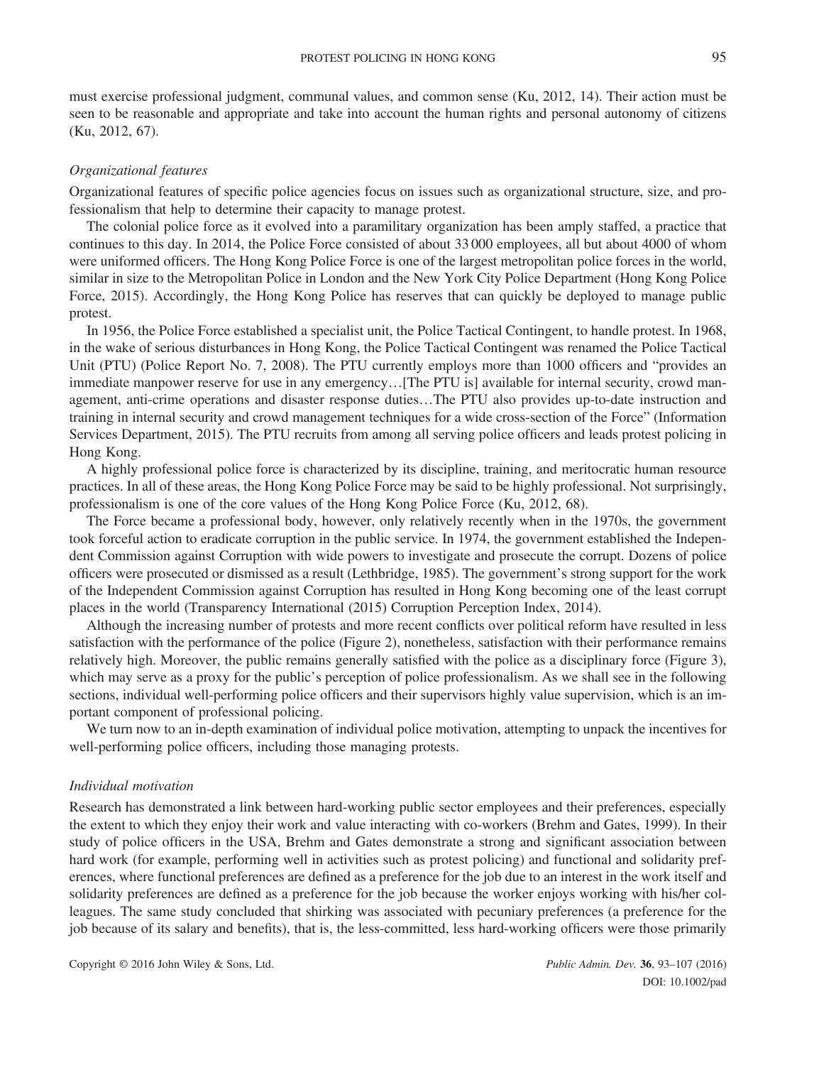must exercise professional judgment, communal values, and common sense (Ku, 2012, 14). Their action must be seen to be reasonable and appropriate and take into account the human rights and personal autonomy of citizens (Ku, 2012, 67).

*Organizational features*

Organizational features of specific police agencies focus on issues such as organizational structure, size, and professionalism that help to determine their capacity to manage protest.

The colonial police force as it evolved into a paramilitary organization has been amply staffed, a practice that continues to this day. In 2014, the Police Force consisted of about 33 000 employees, all but about 4000 of whom were uniformed officers. The Hong Kong Police Force is one of the largest metropolitan police forces in the world, similar in size to the Metropolitan Police in London and the New York City Police Department (Hong Kong Police Force, 2015). Accordingly, the Hong Kong Police has reserves that can quickly be deployed to manage public protest.

In 1956, the Police Force established a specialist unit, the Police Tactical Contingent, to handle protest. In 1968, in the wake of serious disturbances in Hong Kong, the Police Tactical Contingent was renamed the Police Tactical Unit (PTU) (Police Report No. 7, 2008). The PTU currently employs more than 1000 officers and "provides an immediate manpower reserve for use in any emergency…[The PTU is] available for internal security, crowd management, anti-crime operations and disaster response duties…The PTU also provides up-to-date instruction and training in internal security and crowd management techniques for a wide cross-section of the Force" (Information Services Department, 2015). The PTU recruits from among all serving police officers and leads protest policing in Hong Kong.

A highly professional police force is characterized by its discipline, training, and meritocratic human resource practices. In all of these areas, the Hong Kong Police Force may be said to be highly professional. Not surprisingly, professionalism is one of the core values of the Hong Kong Police Force (Ku, 2012, 68).

The Force became a professional body, however, only relatively recently when in the 1970s, the government took forceful action to eradicate corruption in the public service. In 1974, the government established the Independent Commission against Corruption with wide powers to investigate and prosecute the corrupt. Dozens of police officers were prosecuted or dismissed as a result (Lethbridge, 1985). The government's strong support for the work of the Independent Commission against Corruption has resulted in Hong Kong becoming one of the least corrupt places in the world (Transparency International (2015) Corruption Perception Index, 2014).

Although the increasing number of protests and more recent conflicts over political reform have resulted in less satisfaction with the performance of the police (Figure 2), nonetheless, satisfaction with their performance remains relatively high. Moreover, the public remains generally satisfied with the police as a disciplinary force (Figure 3), which may serve as a proxy for the public's perception of police professionalism. As we shall see in the following sections, individual well-performing police officers and their supervisors highly value supervision, which is an important component of professional policing.

We turn now to an in-depth examination of individual police motivation, attempting to unpack the incentives for well-performing police officers, including those managing protests.

*Individual motivation*

Research has demonstrated a link between hard-working public sector employees and their preferences, especially the extent to which they enjoy their work and value interacting with co-workers (Brehm and Gates, 1999). In their study of police officers in the USA, Brehm and Gates demonstrate a strong and significant association between hard work (for example, performing well in activities such as protest policing) and functional and solidarity preferences, where functional preferences are defined as a preference for the job due to an interest in the work itself and solidarity preferences are defined as a preference for the job because the worker enjoys working with his/her colleagues. The same study concluded that shirking was associated with pecuniary preferences (a preference for the job because of its salary and benefits), that is, the less-committed, less hard-working officers were those primarily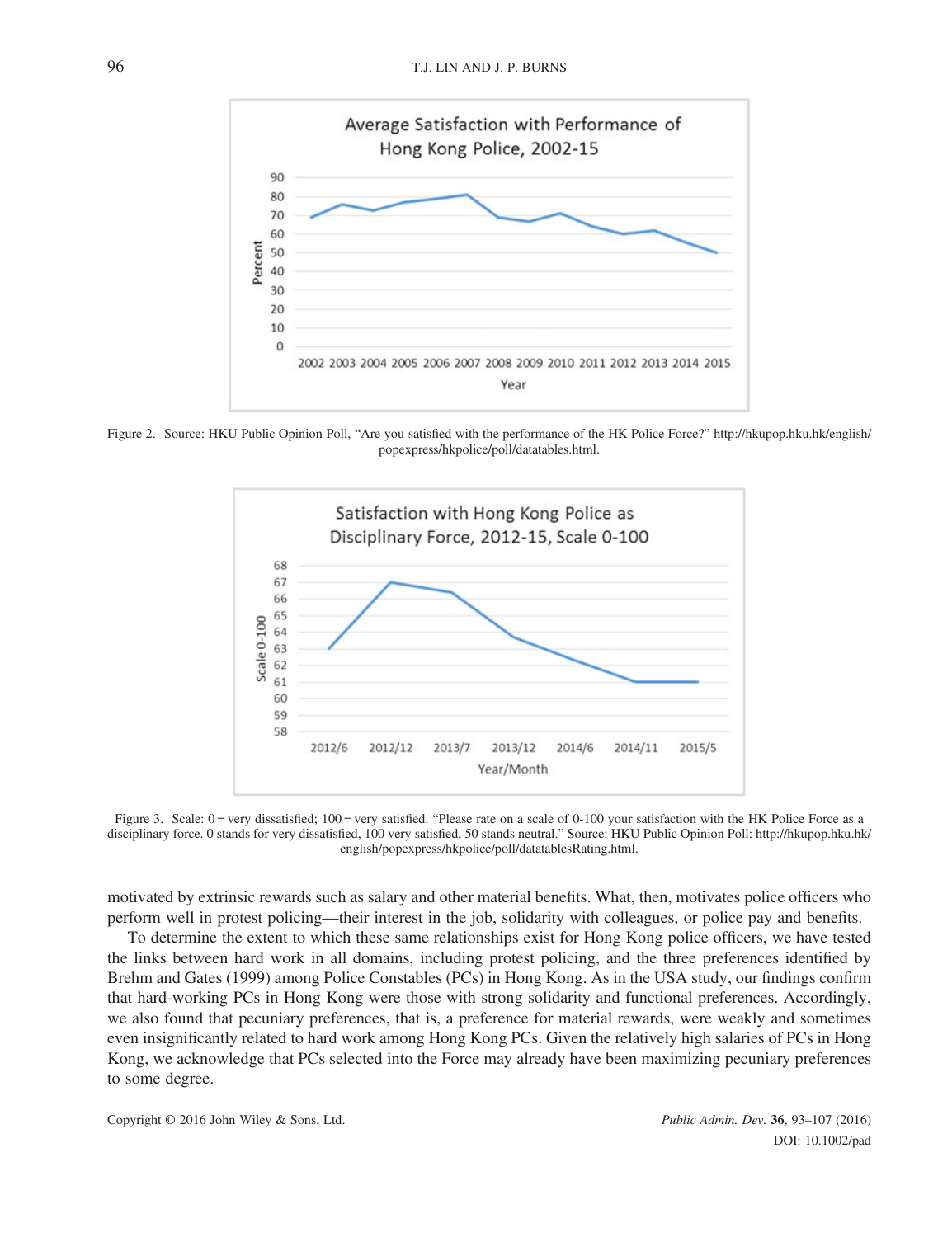Figure 2. Source: HKU Public Opinion Poll, "Are you satisfied with the performance of the HK Police Force?" http://hkupop.hku.hk/english/popexpress/hkpolice/poll/datatables.html.

Figure 3. Scale: 0 = very dissatisfied; 100 = very satisfied. "Please rate on a scale of 0-100 your satisfaction with the HK Police Force as a disciplinary force. 0 stands for very dissatisfied, 100 very satisfied, 50 stands neutral." Source: HKU Public Opinion Poll: http://hkupop.hku.hk/english/popexpress/hkpolice/poll/datatablesRating.html.

motivated by extrinsic rewards such as salary and other material benefits. What, then, motivates police officers who perform well in protest policing—their interest in the job, solidarity with colleagues, or police pay and benefits.

To determine the extent to which these same relationships exist for Hong Kong police officers, we have tested the links between hard work in all domains, including protest policing, and the three preferences identified by Brehm and Gates (1999) among Police Constables (PCs) in Hong Kong. As in the USA study, our findings confirm that hard-working PCs in Hong Kong were those with strong solidarity and functional preferences. Accordingly, we also found that pecuniary preferences, that is, a preference for material rewards, were weakly and sometimes even insignificantly related to hard work among Hong Kong PCs. Given the relatively high salaries of PCs in Hong Kong, we acknowledge that PCs selected into the Force may already have been maximizing pecuniary preferences to some degree.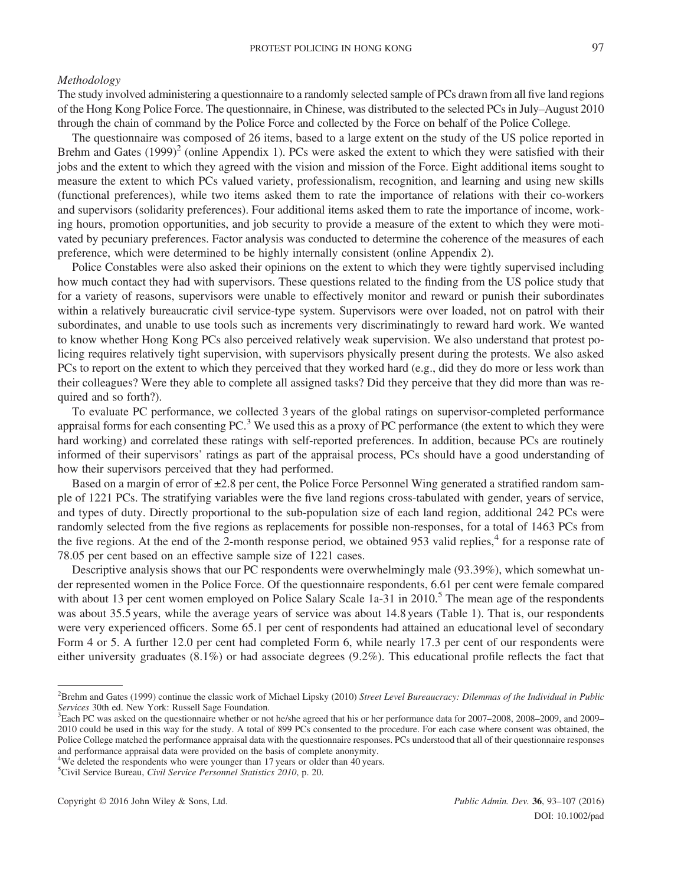*Methodology*

The study involved administering a questionnaire to a randomly selected sample of PCs drawn from all five land regions of the Hong Kong Police Force. The questionnaire, in Chinese, was distributed to the selected PCs in July–August 2010 through the chain of command by the Police Force and collected by the Force on behalf of the Police College.

The questionnaire was composed of 26 items, based to a large extent on the study of the US police reported in Brehm and Gates (1999)[2] (online Appendix 1). PCs were asked the extent to which they were satisfied with their jobs and the extent to which they agreed with the vision and mission of the Force. Eight additional items sought to measure the extent to which PCs valued variety, professionalism, recognition, and learning and using new skills (functional preferences), while two items asked them to rate the importance of relations with their co-workers and supervisors (solidarity preferences). Four additional items asked them to rate the importance of income, working hours, promotion opportunities, and job security to provide a measure of the extent to which they were motivated by pecuniary preferences. Factor analysis was conducted to determine the coherence of the measures of each preference, which were determined to be highly internally consistent (online Appendix 2).

Police Constables were also asked their opinions on the extent to which they were tightly supervised including how much contact they had with supervisors. These questions related to the finding from the US police study that for a variety of reasons, supervisors were unable to effectively monitor and reward or punish their subordinates within a relatively bureaucratic civil service-type system. Supervisors were over loaded, not on patrol with their subordinates, and unable to use tools such as increments very discriminatingly to reward hard work. We wanted to know whether Hong Kong PCs also perceived relatively weak supervision. We also understand that protest policing requires relatively tight supervision, with supervisors physically present during the protests. We also asked PCs to report on the extent to which they perceived that they worked hard (e.g., did they do more or less work than their colleagues? Were they able to complete all assigned tasks? Did they perceive that they did more than was required and so forth?).

To evaluate PC performance, we collected 3 years of the global ratings on supervisor-completed performance appraisal forms for each consenting PC.[3] We used this as a proxy of PC performance (the extent to which they were hard working) and correlated these ratings with self-reported preferences. In addition, because PCs are routinely informed of their supervisors' ratings as part of the appraisal process, PCs should have a good understanding of how their supervisors perceived that they had performed.

Based on a margin of error of ±2.8 per cent, the Police Force Personnel Wing generated a stratified random sample of 1221 PCs. The stratifying variables were the five land regions cross-tabulated with gender, years of service, and types of duty. Directly proportional to the sub-population size of each land region, additional 242 PCs were randomly selected from the five regions as replacements for possible non-responses, for a total of 1463 PCs from the five regions. At the end of the 2-month response period, we obtained 953 valid replies,[4] for a response rate of 78.05 per cent based on an effective sample size of 1221 cases.

Descriptive analysis shows that our PC respondents were overwhelmingly male (93.39%), which somewhat under represented women in the Police Force. Of the questionnaire respondents, 6.61 per cent were female compared with about 13 per cent women employed on Police Salary Scale 1a-31 in 2010.[5] The mean age of the respondents was about 35.5 years, while the average years of service was about 14.8 years (Table 1). That is, our respondents were very experienced officers. Some 65.1 per cent of respondents had attained an educational level of secondary Form 4 or 5. A further 12.0 per cent had completed Form 6, while nearly 17.3 per cent of our respondents were either university graduates (8.1%) or had associate degrees (9.2%). This educational profile reflects the fact that

---

[2] Brehm and Gates (1999) continue the classic work of Michael Lipsky (2010) *Street Level Bureaucracy: Dilemmas of the Individual in Public Services* 30th ed. New York: Russell Sage Foundation.

[3] Each PC was asked on the questionnaire whether or not he/she agreed that his or her performance data for 2007–2008, 2008–2009, and 2009–2010 could be used in this way for the study. A total of 899 PCs consented to the procedure. For each case where consent was obtained, the Police College matched the performance appraisal data with the questionnaire responses. PCs understood that all of their questionnaire responses and performance appraisal data were provided on the basis of complete anonymity.

[4] We deleted the respondents who were younger than 17 years or older than 40 years.

[5] Civil Service Bureau, *Civil Service Personnel Statistics 2010*, p. 20.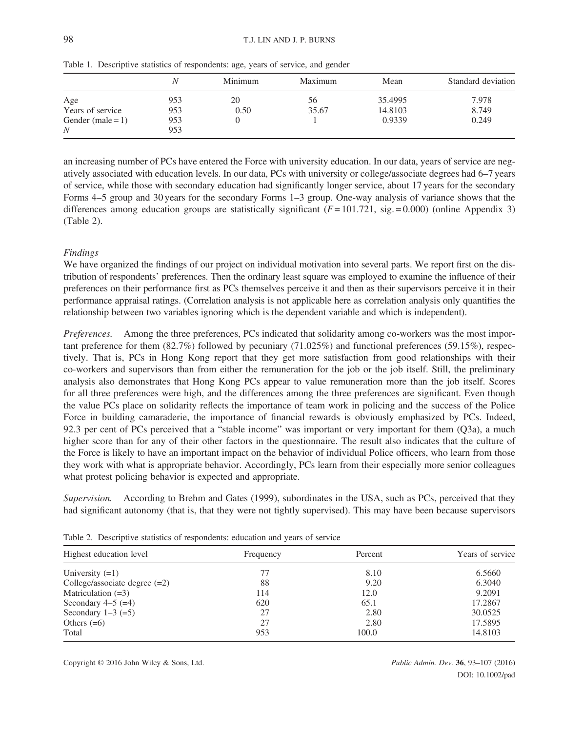Table 1. Descriptive statistics of respondents: age, years of service, and gender

| | N | Minimum | Maximum | Mean | Standard deviation |
|---|---|---|---|---|---|
| Age | 953 | 20 | 56 | 35.4995 | 7.978 |
| Years of service | 953 | 0.50 | 35.67 | 14.8103 | 8.749 |
| Gender (male = 1) | 953 | 0 | 1 | 0.9339 | 0.249 |
| N | 953 | | | | |

an increasing number of PCs have entered the Force with university education. In our data, years of service are negatively associated with education levels. In our data, PCs with university or college/associate degrees had 6–7 years of service, while those with secondary education had significantly longer service, about 17 years for the secondary Forms 4–5 group and 30 years for the secondary Forms 1–3 group. One-way analysis of variance shows that the differences among education groups are statistically significant ($F = 101.721$, sig. = 0.000) (online Appendix 3) (Table 2).

*Findings*

We have organized the findings of our project on individual motivation into several parts. We report first on the distribution of respondents' preferences. Then the ordinary least square was employed to examine the influence of their preferences on their performance first as PCs themselves perceive it and then as their supervisors perceive it in their performance appraisal ratings. (Correlation analysis is not applicable here as correlation analysis only quantifies the relationship between two variables ignoring which is the dependent variable and which is independent).

*Preferences.* Among the three preferences, PCs indicated that solidarity among co-workers was the most important preference for them (82.7%) followed by pecuniary (71.025%) and functional preferences (59.15%), respectively. That is, PCs in Hong Kong report that they get more satisfaction from good relationships with their co-workers and supervisors than from either the remuneration for the job or the job itself. Still, the preliminary analysis also demonstrates that Hong Kong PCs appear to value remuneration more than the job itself. Scores for all three preferences were high, and the differences among the three preferences are significant. Even though the value PCs place on solidarity reflects the importance of team work in policing and the success of the Police Force in building camaraderie, the importance of financial rewards is obviously emphasized by PCs. Indeed, 92.3 per cent of PCs perceived that a "stable income" was important or very important for them (Q3a), a much higher score than for any of their other factors in the questionnaire. The result also indicates that the culture of the Force is likely to have an important impact on the behavior of individual Police officers, who learn from those they work with what is appropriate behavior. Accordingly, PCs learn from their especially more senior colleagues what protest policing behavior is expected and appropriate.

*Supervision.* According to Brehm and Gates (1999), subordinates in the USA, such as PCs, perceived that they had significant autonomy (that is, that they were not tightly supervised). This may have been because supervisors

Table 2. Descriptive statistics of respondents: education and years of service

| Highest education level | Frequency | Percent | Years of service |
|---|---|---|---|
| University (=1) | 77 | 8.10 | 6.5660 |
| College/associate degree (=2) | 88 | 9.20 | 6.3040 |
| Matriculation (=3) | 114 | 12.0 | 9.2091 |
| Secondary 4–5 (=4) | 620 | 65.1 | 17.2867 |
| Secondary 1–3 (=5) | 27 | 2.80 | 30.0525 |
| Others (=6) | 27 | 2.80 | 17.5895 |
| Total | 953 | 100.0 | 14.8103 |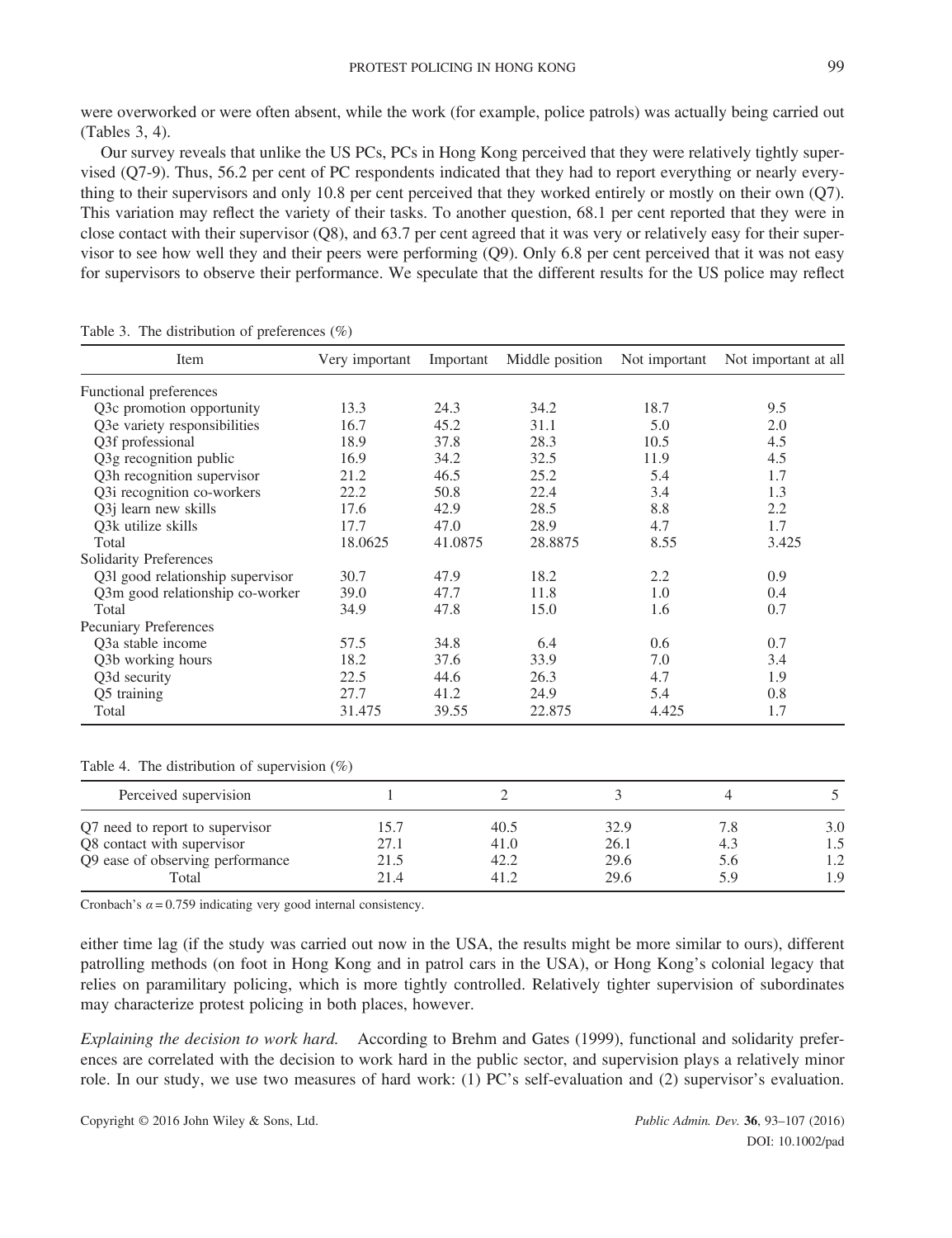were overworked or were often absent, while the work (for example, police patrols) was actually being carried out (Tables 3, 4).

Our survey reveals that unlike the US PCs, PCs in Hong Kong perceived that they were relatively tightly supervised (Q7-9). Thus, 56.2 per cent of PC respondents indicated that they had to report everything or nearly everything to their supervisors and only 10.8 per cent perceived that they worked entirely or mostly on their own (Q7). This variation may reflect the variety of their tasks. To another question, 68.1 per cent reported that they were in close contact with their supervisor (Q8), and 63.7 per cent agreed that it was very or relatively easy for their supervisor to see how well they and their peers were performing (Q9). Only 6.8 per cent perceived that it was not easy for supervisors to observe their performance. We speculate that the different results for the US police may reflect

Table 3. The distribution of preferences (%)

| Item | Very important | Important | Middle position | Not important | Not important at all |
|---|---|---|---|---|---|
| Functional preferences | | | | | |
| Q3c promotion opportunity | 13.3 | 24.3 | 34.2 | 18.7 | 9.5 |
| Q3e variety responsibilities | 16.7 | 45.2 | 31.1 | 5.0 | 2.0 |
| Q3f professional | 18.9 | 37.8 | 28.3 | 10.5 | 4.5 |
| Q3g recognition public | 16.9 | 34.2 | 32.5 | 11.9 | 4.5 |
| Q3h recognition supervisor | 21.2 | 46.5 | 25.2 | 5.4 | 1.7 |
| Q3i recognition co-workers | 22.2 | 50.8 | 22.4 | 3.4 | 1.3 |
| Q3j learn new skills | 17.6 | 42.9 | 28.5 | 8.8 | 2.2 |
| Q3k utilize skills | 17.7 | 47.0 | 28.9 | 4.7 | 1.7 |
| Total | 18.0625 | 41.0875 | 28.8875 | 8.55 | 3.425 |
| Solidarity Preferences | | | | | |
| Q3l good relationship supervisor | 30.7 | 47.9 | 18.2 | 2.2 | 0.9 |
| Q3m good relationship co-worker | 39.0 | 47.7 | 11.8 | 1.0 | 0.4 |
| Total | 34.9 | 47.8 | 15.0 | 1.6 | 0.7 |
| Pecuniary Preferences | | | | | |
| Q3a stable income | 57.5 | 34.8 | 6.4 | 0.6 | 0.7 |
| Q3b working hours | 18.2 | 37.6 | 33.9 | 7.0 | 3.4 |
| Q3d security | 22.5 | 44.6 | 26.3 | 4.7 | 1.9 |
| Q5 training | 27.7 | 41.2 | 24.9 | 5.4 | 0.8 |
| Total | 31.475 | 39.55 | 22.875 | 4.425 | 1.7 |

Table 4. The distribution of supervision (%)

| Perceived supervision | 1 | 2 | 3 | 4 | 5 |
|---|---|---|---|---|---|
| Q7 need to report to supervisor | 15.7 | 40.5 | 32.9 | 7.8 | 3.0 |
| Q8 contact with supervisor | 27.1 | 41.0 | 26.1 | 4.3 | 1.5 |
| Q9 ease of observing performance | 21.5 | 42.2 | 29.6 | 5.6 | 1.2 |
| Total | 21.4 | 41.2 | 29.6 | 5.9 | 1.9 |

Cronbach's $\alpha = 0.759$ indicating very good internal consistency.

either time lag (if the study was carried out now in the USA, the results might be more similar to ours), different patrolling methods (on foot in Hong Kong and in patrol cars in the USA), or Hong Kong's colonial legacy that relies on paramilitary policing, which is more tightly controlled. Relatively tighter supervision of subordinates may characterize protest policing in both places, however.

*Explaining the decision to work hard.* According to Brehm and Gates (1999), functional and solidarity preferences are correlated with the decision to work hard in the public sector, and supervision plays a relatively minor role. In our study, we use two measures of hard work: (1) PC's self-evaluation and (2) supervisor's evaluation.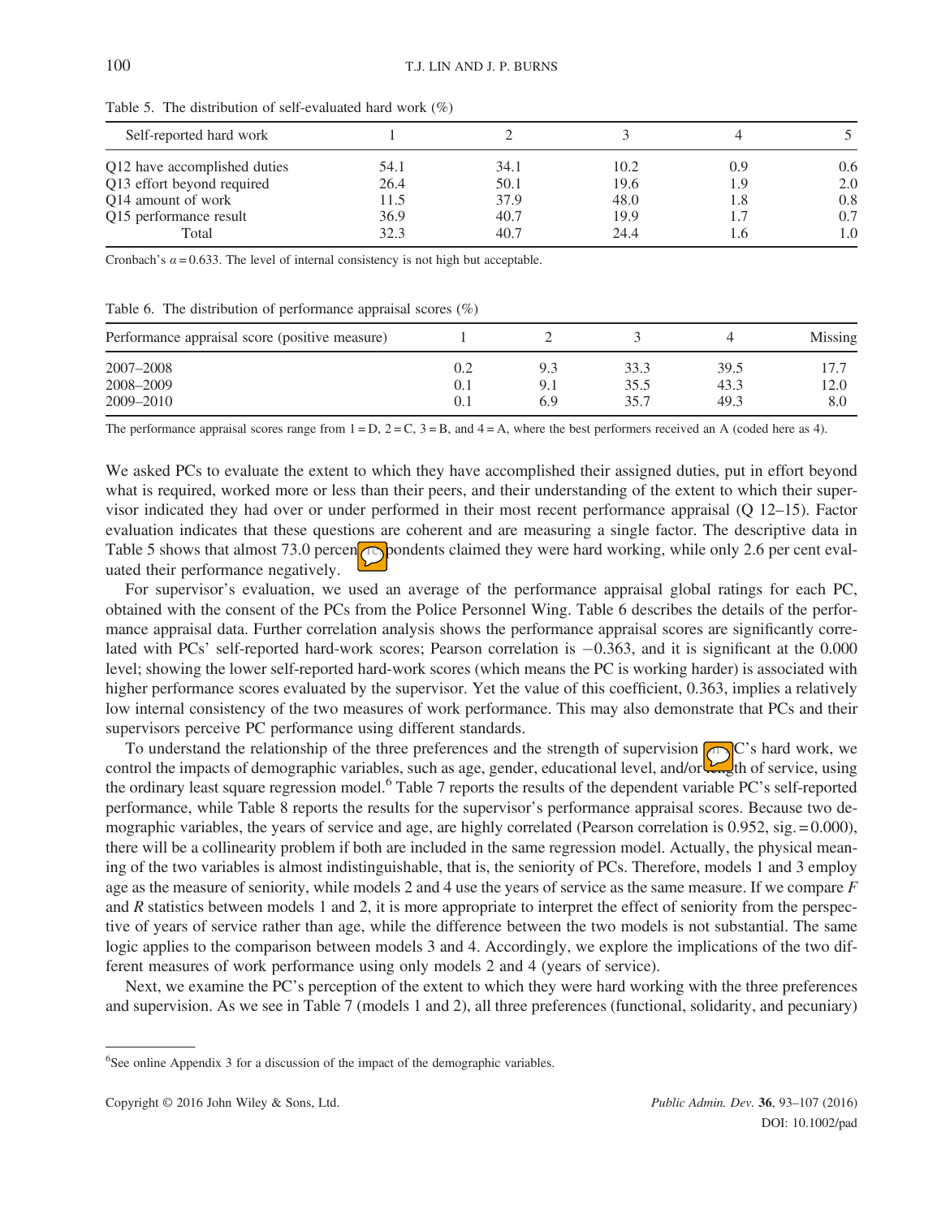Table 5. The distribution of self-evaluated hard work (%)

| Self-reported hard work | 1 | 2 | 3 | 4 | 5 |
|---|---|---|---|---|---|
| Q12 have accomplished duties | 54.1 | 34.1 | 10.2 | 0.9 | 0.6 |
| Q13 effort beyond required | 26.4 | 50.1 | 19.6 | 1.9 | 2.0 |
| Q14 amount of work | 11.5 | 37.9 | 48.0 | 1.8 | 0.8 |
| Q15 performance result | 36.9 | 40.7 | 19.9 | 1.7 | 0.7 |
| Total | 32.3 | 40.7 | 24.4 | 1.6 | 1.0 |

Cronbach's $\alpha = 0.633$. The level of internal consistency is not high but acceptable.

Table 6. The distribution of performance appraisal scores (%)

| Performance appraisal score (positive measure) | 1 | 2 | 3 | 4 | Missing |
|---|---|---|---|---|---|
| 2007–2008 | 0.2 | 9.3 | 33.3 | 39.5 | 17.7 |
| 2008–2009 | 0.1 | 9.1 | 35.5 | 43.3 | 12.0 |
| 2009–2010 | 0.1 | 6.9 | 35.7 | 49.3 | 8.0 |

The performance appraisal scores range from 1 = D, 2 = C, 3 = B, and 4 = A, where the best performers received an A (coded here as 4).

We asked PCs to evaluate the extent to which they have accomplished their assigned duties, put in effort beyond what is required, worked more or less than their peers, and their understanding of the extent to which their supervisor indicated they had over or under performed in their most recent performance appraisal (Q 12–15). Factor evaluation indicates that these questions are coherent and are measuring a single factor. The descriptive data in Table 5 shows that almost 73.0 per cent respondents claimed they were hard working, while only 2.6 per cent evaluated their performance negatively.

For supervisor's evaluation, we used an average of the performance appraisal global ratings for each PC, obtained with the consent of the PCs from the Police Personnel Wing. Table 6 describes the details of the performance appraisal data. Further correlation analysis shows the performance appraisal scores are significantly correlated with PCs' self-reported hard-work scores; Pearson correlation is −0.363, and it is significant at the 0.000 level; showing the lower self-reported hard-work scores (which means the PC is working harder) is associated with higher performance scores evaluated by the supervisor. Yet the value of this coefficient, 0.363, implies a relatively low internal consistency of the two measures of work performance. This may also demonstrate that PCs and their supervisors perceive PC performance using different standards.

To understand the relationship of the three preferences and the strength of supervision on PC's hard work, we control the impacts of demographic variables, such as age, gender, educational level, and/or length of service, using the ordinary least square regression model.[6] Table 7 reports the results of the dependent variable PC's self-reported performance, while Table 8 reports the results for the supervisor's performance appraisal scores. Because two demographic variables, the years of service and age, are highly correlated (Pearson correlation is 0.952, sig. = 0.000), there will be a collinearity problem if both are included in the same regression model. Actually, the physical meaning of the two variables is almost indistinguishable, that is, the seniority of PCs. Therefore, models 1 and 3 employ age as the measure of seniority, while models 2 and 4 use the years of service as the same measure. If we compare $F$ and $R$ statistics between models 1 and 2, it is more appropriate to interpret the effect of seniority from the perspective of years of service rather than age, while the difference between the two models is not substantial. The same logic applies to the comparison between models 3 and 4. Accordingly, we explore the implications of the two different measures of work performance using only models 2 and 4 (years of service).

Next, we examine the PC's perception of the extent to which they were hard working with the three preferences and supervision. As we see in Table 7 (models 1 and 2), all three preferences (functional, solidarity, and pecuniary)

[6]See online Appendix 3 for a discussion of the impact of the demographic variables.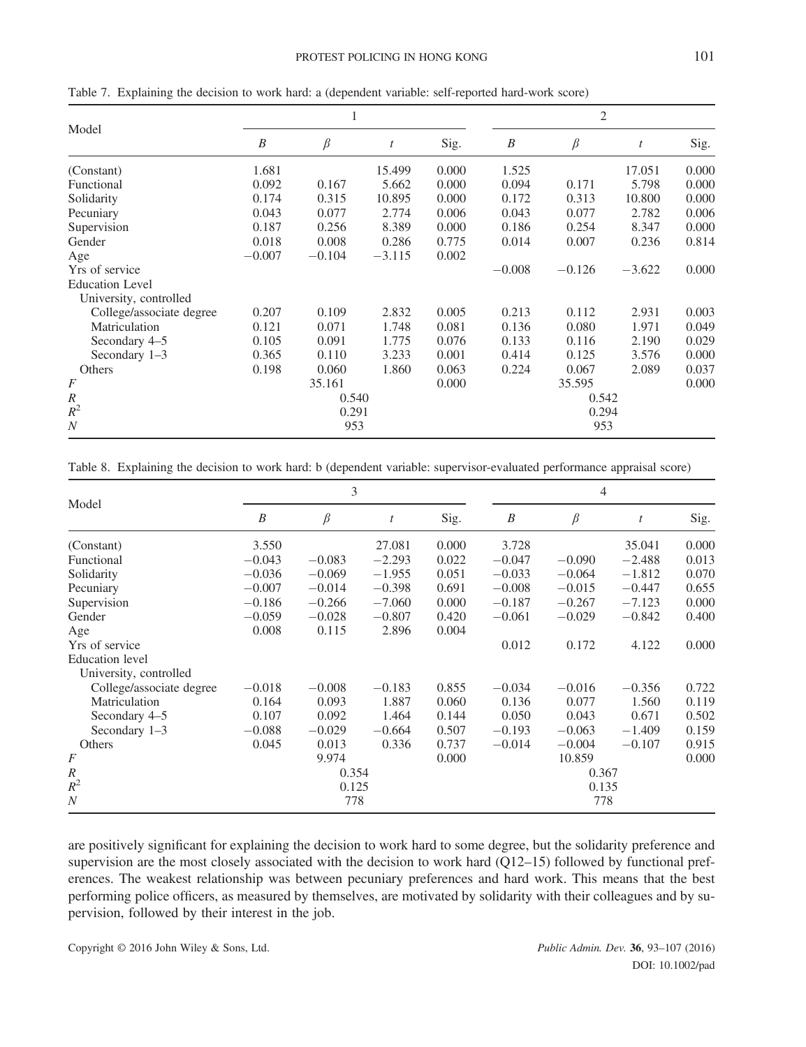Table 7. Explaining the decision to work hard: a (dependent variable: self-reported hard-work score)

| Model | 1 | | | | 2 | | | |
|---|---|---|---|---|---|---|---|---|
| | $B$ | $\beta$ | $t$ | Sig. | $B$ | $\beta$ | $t$ | Sig. |
| (Constant) | 1.681 | | 15.499 | 0.000 | 1.525 | | 17.051 | 0.000 |
| Functional | 0.092 | 0.167 | 5.662 | 0.000 | 0.094 | 0.171 | 5.798 | 0.000 |
| Solidarity | 0.174 | 0.315 | 10.895 | 0.000 | 0.172 | 0.313 | 10.800 | 0.000 |
| Pecuniary | 0.043 | 0.077 | 2.774 | 0.006 | 0.043 | 0.077 | 2.782 | 0.006 |
| Supervision | 0.187 | 0.256 | 8.389 | 0.000 | 0.186 | 0.254 | 8.347 | 0.000 |
| Gender | 0.018 | 0.008 | 0.286 | 0.775 | 0.014 | 0.007 | 0.236 | 0.814 |
| Age | −0.007 | −0.104 | −3.115 | 0.002 | | | | |
| Yrs of service | | | | | −0.008 | −0.126 | −3.622 | 0.000 |
| Education Level | | | | | | | | |
| University, controlled | | | | | | | | |
| College/associate degree | 0.207 | 0.109 | 2.832 | 0.005 | 0.213 | 0.112 | 2.931 | 0.003 |
| Matriculation | 0.121 | 0.071 | 1.748 | 0.081 | 0.136 | 0.080 | 1.971 | 0.049 |
| Secondary 4–5 | 0.105 | 0.091 | 1.775 | 0.076 | 0.133 | 0.116 | 2.190 | 0.029 |
| Secondary 1–3 | 0.365 | 0.110 | 3.233 | 0.001 | 0.414 | 0.125 | 3.576 | 0.000 |
| Others | 0.198 | 0.060 | 1.860 | 0.063 | 0.224 | 0.067 | 2.089 | 0.037 |
| $F$ | | 35.161 | | 0.000 | | 35.595 | | 0.000 |
| $R$ | | 0.540 | | | | 0.542 | | |
| $R^2$ | | 0.291 | | | | 0.294 | | |
| $N$ | | 953 | | | | 953 | | |

Table 8. Explaining the decision to work hard: b (dependent variable: supervisor-evaluated performance appraisal score)

| Model | 3 | | | | 4 | | | |
|---|---|---|---|---|---|---|---|---|
| | $B$ | $\beta$ | $t$ | Sig. | $B$ | $\beta$ | $t$ | Sig. |
| (Constant) | 3.550 | | 27.081 | 0.000 | 3.728 | | 35.041 | 0.000 |
| Functional | −0.043 | −0.083 | −2.293 | 0.022 | −0.047 | −0.090 | −2.488 | 0.013 |
| Solidarity | −0.036 | −0.069 | −1.955 | 0.051 | −0.033 | −0.064 | −1.812 | 0.070 |
| Pecuniary | −0.007 | −0.014 | −0.398 | 0.691 | −0.008 | −0.015 | −0.447 | 0.655 |
| Supervision | −0.186 | −0.266 | −7.060 | 0.000 | −0.187 | −0.267 | −7.123 | 0.000 |
| Gender | −0.059 | −0.028 | −0.807 | 0.420 | −0.061 | −0.029 | −0.842 | 0.400 |
| Age | 0.008 | 0.115 | 2.896 | 0.004 | | | | |
| Yrs of service | | | | | 0.012 | 0.172 | 4.122 | 0.000 |
| Education level | | | | | | | | |
| University, controlled | | | | | | | | |
| College/associate degree | −0.018 | −0.008 | −0.183 | 0.855 | −0.034 | −0.016 | −0.356 | 0.722 |
| Matriculation | 0.164 | 0.093 | 1.887 | 0.060 | 0.136 | 0.077 | 1.560 | 0.119 |
| Secondary 4–5 | 0.107 | 0.092 | 1.464 | 0.144 | 0.050 | 0.043 | 0.671 | 0.502 |
| Secondary 1–3 | −0.088 | −0.029 | −0.664 | 0.507 | −0.193 | −0.063 | −1.409 | 0.159 |
| Others | 0.045 | 0.013 | 0.336 | 0.737 | −0.014 | −0.004 | −0.107 | 0.915 |
| $F$ | | 9.974 | | 0.000 | | 10.859 | | 0.000 |
| $R$ | | 0.354 | | | | 0.367 | | |
| $R^2$ | | 0.125 | | | | 0.135 | | |
| $N$ | | 778 | | | | 778 | | |

are positively significant for explaining the decision to work hard to some degree, but the solidarity preference and supervision are the most closely associated with the decision to work hard (Q12–15) followed by functional preferences. The weakest relationship was between pecuniary preferences and hard work. This means that the best performing police officers, as measured by themselves, are motivated by solidarity with their colleagues and by supervision, followed by their interest in the job.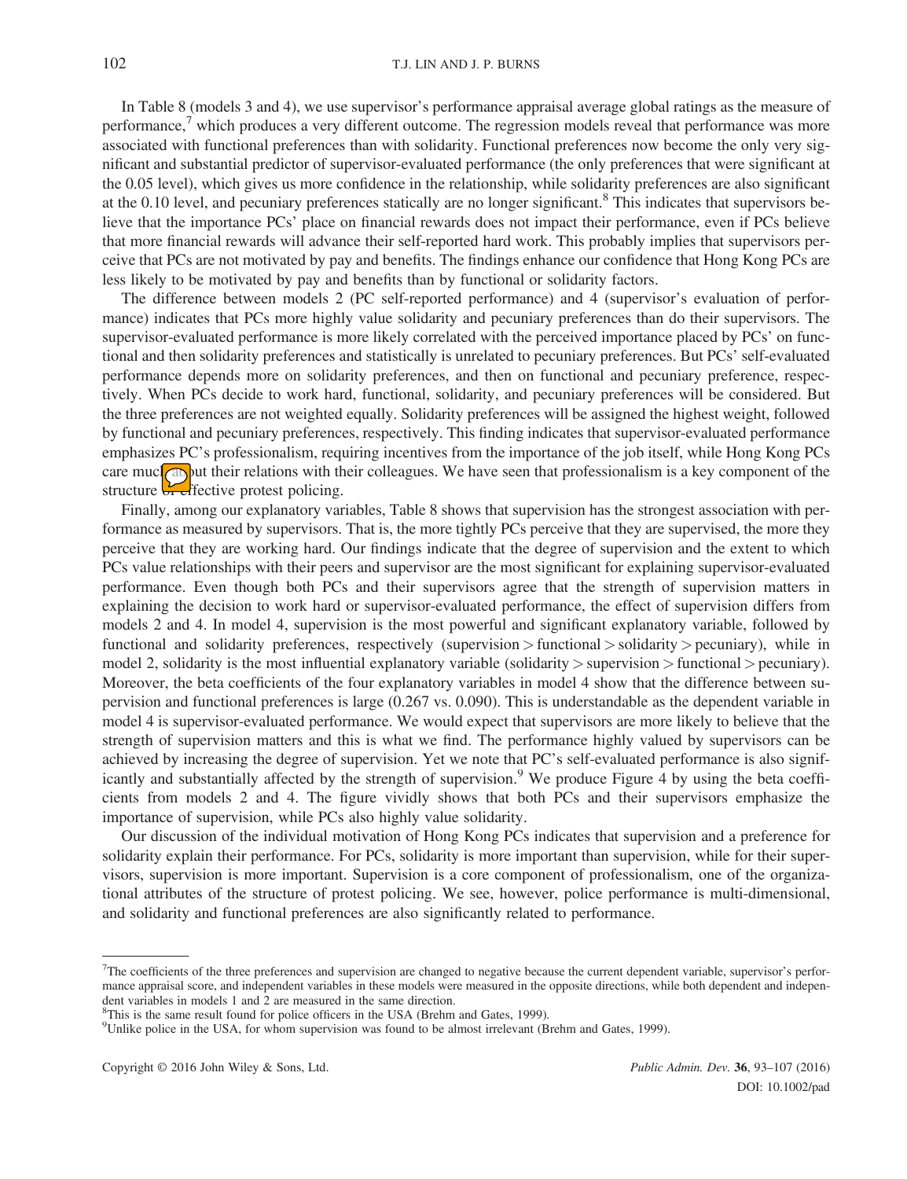In Table 8 (models 3 and 4), we use supervisor's performance appraisal average global ratings as the measure of performance,[7] which produces a very different outcome. The regression models reveal that performance was more associated with functional preferences than with solidarity. Functional preferences now become the only very significant and substantial predictor of supervisor-evaluated performance (the only preferences that were significant at the 0.05 level), which gives us more confidence in the relationship, while solidarity preferences are also significant at the 0.10 level, and pecuniary preferences statically are no longer significant.[8] This indicates that supervisors believe that the importance PCs' place on financial rewards does not impact their performance, even if PCs believe that more financial rewards will advance their self-reported hard work. This probably implies that supervisors perceive that PCs are not motivated by pay and benefits. The findings enhance our confidence that Hong Kong PCs are less likely to be motivated by pay and benefits than by functional or solidarity factors.

The difference between models 2 (PC self-reported performance) and 4 (supervisor's evaluation of performance) indicates that PCs more highly value solidarity and pecuniary preferences than do their supervisors. The supervisor-evaluated performance is more likely correlated with the perceived importance placed by PCs' on functional and then solidarity preferences and statistically is unrelated to pecuniary preferences. But PCs' self-evaluated performance depends more on solidarity preferences, and then on functional and pecuniary preference, respectively. When PCs decide to work hard, functional, solidarity, and pecuniary preferences will be considered. But the three preferences are not weighted equally. Solidarity preferences will be assigned the highest weight, followed by functional and pecuniary preferences, respectively. This finding indicates that supervisor-evaluated performance emphasizes PC's professionalism, requiring incentives from the importance of the job itself, while Hong Kong PCs care much about their relations with their colleagues. We have seen that professionalism is a key component of the structure of effective protest policing.

Finally, among our explanatory variables, Table 8 shows that supervision has the strongest association with performance as measured by supervisors. That is, the more tightly PCs perceive that they are supervised, the more they perceive that they are working hard. Our findings indicate that the degree of supervision and the extent to which PCs value relationships with their peers and supervisor are the most significant for explaining supervisor-evaluated performance. Even though both PCs and their supervisors agree that the strength of supervision matters in explaining the decision to work hard or supervisor-evaluated performance, the effect of supervision differs from models 2 and 4. In model 4, supervision is the most powerful and significant explanatory variable, followed by functional and solidarity preferences, respectively (supervision > functional > solidarity > pecuniary), while in model 2, solidarity is the most influential explanatory variable (solidarity > supervision > functional > pecuniary). Moreover, the beta coefficients of the four explanatory variables in model 4 show that the difference between supervision and functional preferences is large (0.267 vs. 0.090). This is understandable as the dependent variable in model 4 is supervisor-evaluated performance. We would expect that supervisors are more likely to believe that the strength of supervision matters and this is what we find. The performance highly valued by supervisors can be achieved by increasing the degree of supervision. Yet we note that PC's self-evaluated performance is also significantly and substantially affected by the strength of supervision.[9] We produce Figure 4 by using the beta coefficients from models 2 and 4. The figure vividly shows that both PCs and their supervisors emphasize the importance of supervision, while PCs also highly value solidarity.

Our discussion of the individual motivation of Hong Kong PCs indicates that supervision and a preference for solidarity explain their performance. For PCs, solidarity is more important than supervision, while for their supervisors, supervision is more important. Supervision is a core component of professionalism, one of the organizational attributes of the structure of protest policing. We see, however, police performance is multi-dimensional, and solidarity and functional preferences are also significantly related to performance.

---

[7]The coefficients of the three preferences and supervision are changed to negative because the current dependent variable, supervisor's performance appraisal score, and independent variables in these models were measured in the opposite directions, while both dependent and independent variables in models 1 and 2 are measured in the same direction.

[8]This is the same result found for police officers in the USA (Brehm and Gates, 1999).

[9]Unlike police in the USA, for whom supervision was found to be almost irrelevant (Brehm and Gates, 1999).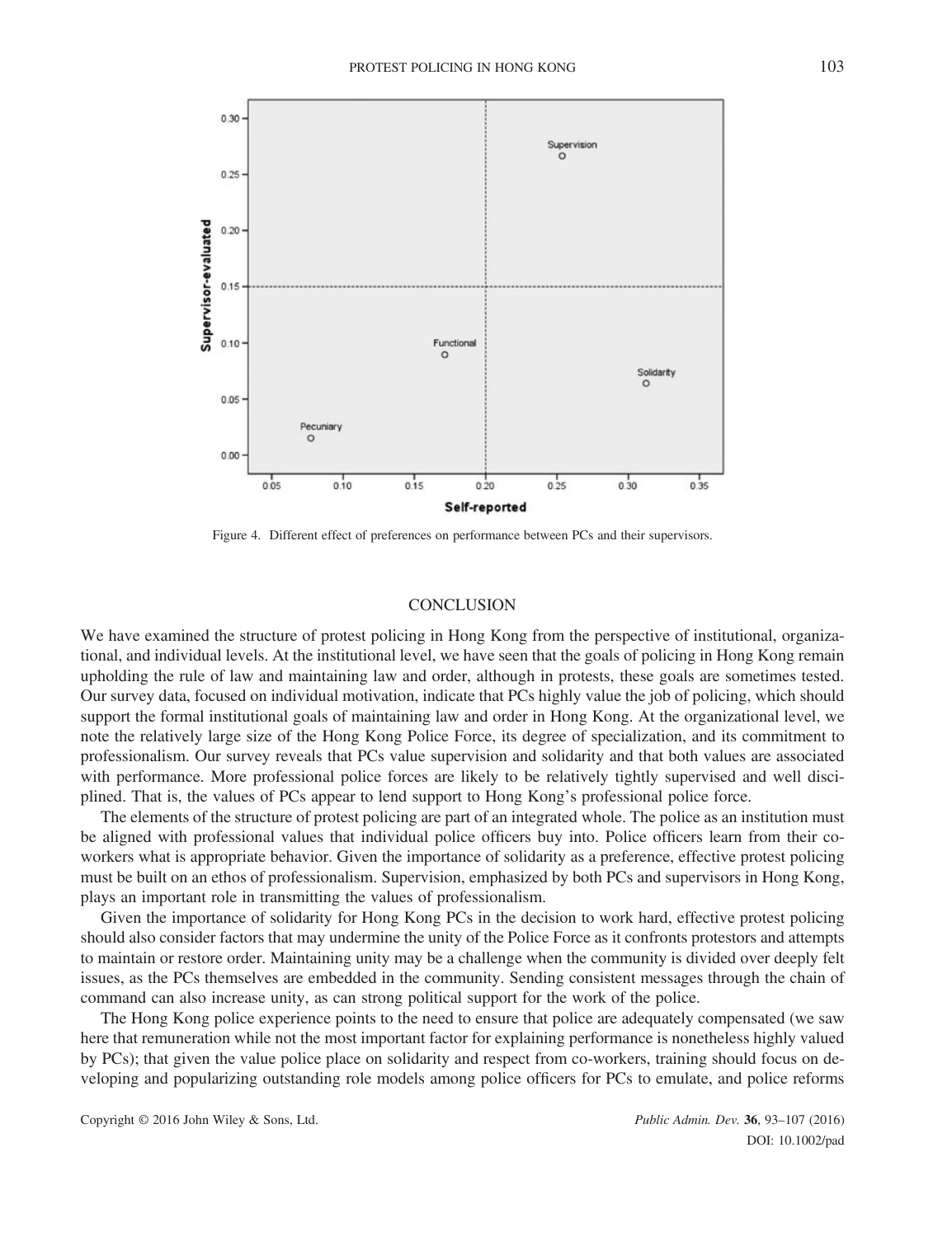Figure 4. Different effect of preferences on performance between PCs and their supervisors.

## CONCLUSION

We have examined the structure of protest policing in Hong Kong from the perspective of institutional, organizational, and individual levels. At the institutional level, we have seen that the goals of policing in Hong Kong remain upholding the rule of law and maintaining law and order, although in protests, these goals are sometimes tested. Our survey data, focused on individual motivation, indicate that PCs highly value the job of policing, which should support the formal institutional goals of maintaining law and order in Hong Kong. At the organizational level, we note the relatively large size of the Hong Kong Police Force, its degree of specialization, and its commitment to professionalism. Our survey reveals that PCs value supervision and solidarity and that both values are associated with performance. More professional police forces are likely to be relatively tightly supervised and well disciplined. That is, the values of PCs appear to lend support to Hong Kong's professional police force.

The elements of the structure of protest policing are part of an integrated whole. The police as an institution must be aligned with professional values that individual police officers buy into. Police officers learn from their co-workers what is appropriate behavior. Given the importance of solidarity as a preference, effective protest policing must be built on an ethos of professionalism. Supervision, emphasized by both PCs and supervisors in Hong Kong, plays an important role in transmitting the values of professionalism.

Given the importance of solidarity for Hong Kong PCs in the decision to work hard, effective protest policing should also consider factors that may undermine the unity of the Police Force as it confronts protestors and attempts to maintain or restore order. Maintaining unity may be a challenge when the community is divided over deeply felt issues, as the PCs themselves are embedded in the community. Sending consistent messages through the chain of command can also increase unity, as can strong political support for the work of the police.

The Hong Kong police experience points to the need to ensure that police are adequately compensated (we saw here that remuneration while not the most important factor for explaining performance is nonetheless highly valued by PCs); that given the value police place on solidarity and respect from co-workers, training should focus on developing and popularizing outstanding role models among police officers for PCs to emulate, and police reforms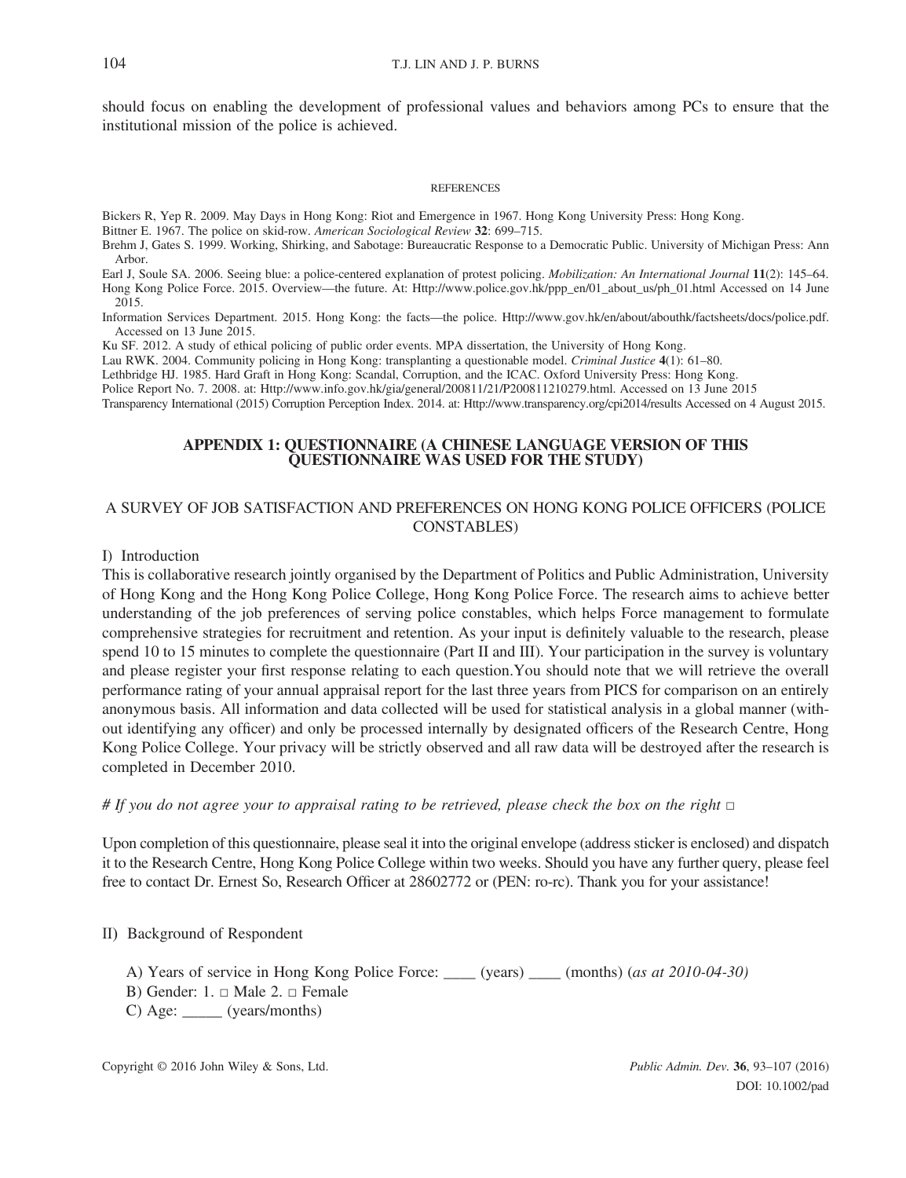should focus on enabling the development of professional values and behaviors among PCs to ensure that the institutional mission of the police is achieved.

## REFERENCES

Bickers R, Yep R. 2009. May Days in Hong Kong: Riot and Emergence in 1967. Hong Kong University Press: Hong Kong.

Bittner E. 1967. The police on skid-row. *American Sociological Review* **32**: 699–715.

Brehm J, Gates S. 1999. Working, Shirking, and Sabotage: Bureaucratic Response to a Democratic Public. University of Michigan Press: Ann Arbor.

Earl J, Soule SA. 2006. Seeing blue: a police-centered explanation of protest policing. *Mobilization: An International Journal* **11**(2): 145–64.

Hong Kong Police Force. 2015. Overview—the future. At: Http://www.police.gov.hk/ppp_en/01_about_us/ph_01.html Accessed on 14 June 2015.

Information Services Department. 2015. Hong Kong: the facts—the police. Http://www.gov.hk/en/about/abouthk/factsheets/docs/police.pdf. Accessed on 13 June 2015.

Ku SF. 2012. A study of ethical policing of public order events. MPA dissertation, the University of Hong Kong.

Lau RWK. 2004. Community policing in Hong Kong: transplanting a questionable model. *Criminal Justice* **4**(1): 61–80.

Lethbridge HJ. 1985. Hard Graft in Hong Kong: Scandal, Corruption, and the ICAC. Oxford University Press: Hong Kong.

Police Report No. 7. 2008. at: Http://www.info.gov.hk/gia/general/200811/21/P200811210279.html. Accessed on 13 June 2015

Transparency International (2015) Corruption Perception Index. 2014. at: Http://www.transparency.org/cpi2014/results Accessed on 4 August 2015.

## APPENDIX 1: QUESTIONNAIRE (A CHINESE LANGUAGE VERSION OF THIS QUESTIONNAIRE WAS USED FOR THE STUDY)

### A SURVEY OF JOB SATISFACTION AND PREFERENCES ON HONG KONG POLICE OFFICERS (POLICE CONSTABLES)

I) Introduction

This is collaborative research jointly organised by the Department of Politics and Public Administration, University of Hong Kong and the Hong Kong Police College, Hong Kong Police Force. The research aims to achieve better understanding of the job preferences of serving police constables, which helps Force management to formulate comprehensive strategies for recruitment and retention. As your input is definitely valuable to the research, please spend 10 to 15 minutes to complete the questionnaire (Part II and III). Your participation in the survey is voluntary and please register your first response relating to each question.You should note that we will retrieve the overall performance rating of your annual appraisal report for the last three years from PICS for comparison on an entirely anonymous basis. All information and data collected will be used for statistical analysis in a global manner (without identifying any officer) and only be processed internally by designated officers of the Research Centre, Hong Kong Police College. Your privacy will be strictly observed and all raw data will be destroyed after the research is completed in December 2010.

*# If you do not agree your to appraisal rating to be retrieved, please check the box on the right* □

Upon completion of this questionnaire, please seal it into the original envelope (address sticker is enclosed) and dispatch it to the Research Centre, Hong Kong Police College within two weeks. Should you have any further query, please feel free to contact Dr. Ernest So, Research Officer at 28602772 or (PEN: ro-rc). Thank you for your assistance!

II) Background of Respondent

A) Years of service in Hong Kong Police Force: ____ (years) ____ (months) (*as at 2010-04-30)*
B) Gender: 1. □ Male 2. □ Female
C) Age: _____ (years/months)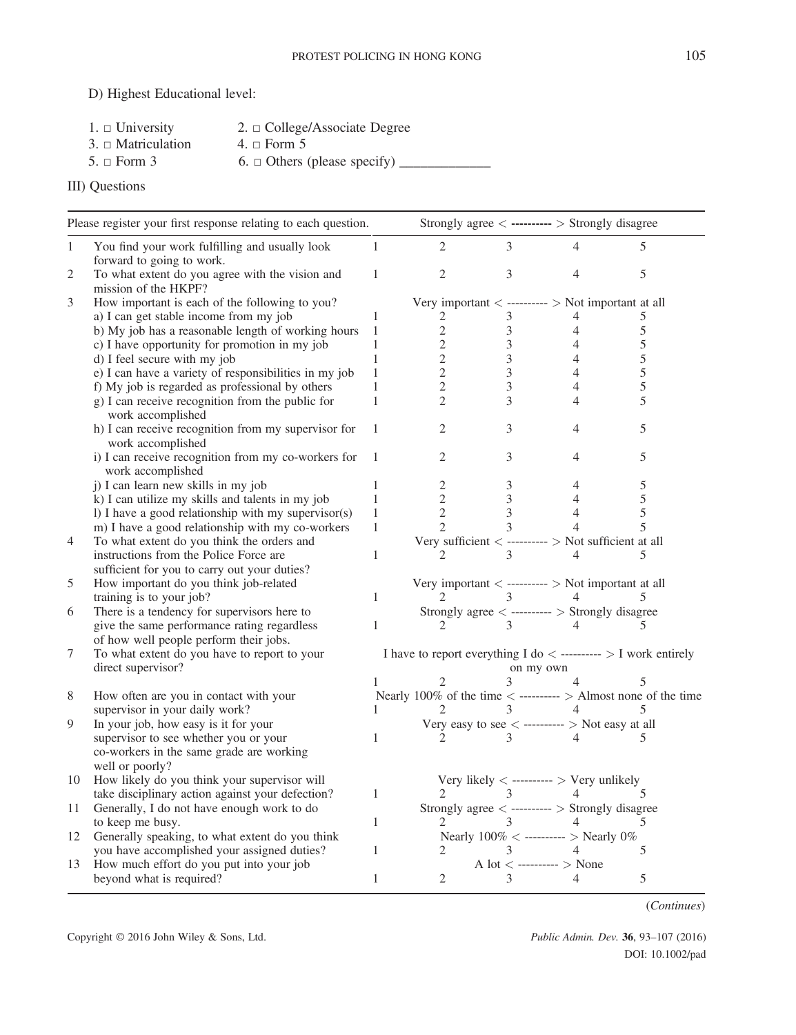D) Highest Educational level:

1. □ University 2. □ College/Associate Degree
3. □ Matriculation 4. □ Form 5
5. □ Form 3 6. □ Others (please specify) _____________

III) Questions

| | Please register your first response relating to each question. | Strongly agree < ---------- > Strongly disagree | | | | |
|---|---|---|---|---|---|---|
| 1 | You find your work fulfilling and usually look forward to going to work. | 1 | 2 | 3 | 4 | 5 |
| 2 | To what extent do you agree with the vision and mission of the HKPF? | 1 | 2 | 3 | 4 | 5 |
| 3 | How important is each of the following to you? | Very important < ---------- > Not important at all | | | | |
| | a) I can get stable income from my job | 1 | 2 | 3 | 4 | 5 |
| | b) My job has a reasonable length of working hours | 1 | 2 | 3 | 4 | 5 |
| | c) I have opportunity for promotion in my job | 1 | 2 | 3 | 4 | 5 |
| | d) I feel secure with my job | 1 | 2 | 3 | 4 | 5 |
| | e) I can have a variety of responsibilities in my job | 1 | 2 | 3 | 4 | 5 |
| | f) My job is regarded as professional by others | 1 | 2 | 3 | 4 | 5 |
| | g) I can receive recognition from the public for work accomplished | 1 | 2 | 3 | 4 | 5 |
| | h) I can receive recognition from my supervisor for work accomplished | 1 | 2 | 3 | 4 | 5 |
| | i) I can receive recognition from my co-workers for work accomplished | 1 | 2 | 3 | 4 | 5 |
| | j) I can learn new skills in my job | 1 | 2 | 3 | 4 | 5 |
| | k) I can utilize my skills and talents in my job | 1 | 2 | 3 | 4 | 5 |
| | l) I have a good relationship with my supervisor(s) | 1 | 2 | 3 | 4 | 5 |
| | m) I have a good relationship with my co-workers | 1 | 2 | 3 | 4 | 5 |
| 4 | To what extent do you think the orders and instructions from the Police Force are sufficient for you to carry out your duties? | Very sufficient < ---------- > Not sufficient at all | | | | |
| | | 1 | 2 | 3 | 4 | 5 |
| 5 | How important do you think job-related training is to your job? | Very important < ---------- > Not important at all | | | | |
| | | 1 | 2 | 3 | 4 | 5 |
| 6 | There is a tendency for supervisors here to give the same performance rating regardless of how well people perform their jobs. | Strongly agree < ---------- > Strongly disagree | | | | |
| | | 1 | 2 | 3 | 4 | 5 |
| 7 | To what extent do you have to report to your direct supervisor? | I have to report everything I do < ---------- > I work entirely on my own | | | | |
| | | 1 | 2 | 3 | 4 | 5 |
| 8 | How often are you in contact with your supervisor in your daily work? | Nearly 100% of the time < ---------- > Almost none of the time | | | | |
| | | 1 | 2 | 3 | 4 | 5 |
| 9 | In your job, how easy is it for your supervisor to see whether you or your co-workers in the same grade are working well or poorly? | Very easy to see < ---------- > Not easy at all | | | | |
| | | 1 | 2 | 3 | 4 | 5 |
| 10 | How likely do you think your supervisor will take disciplinary action against your defection? | Very likely < ---------- > Very unlikely | | | | |
| | | 1 | 2 | 3 | 4 | 5 |
| 11 | Generally, I do not have enough work to do to keep me busy. | Strongly agree < ---------- > Strongly disagree | | | | |
| | | 1 | 2 | 3 | 4 | 5 |
| 12 | Generally speaking, to what extent do you think you have accomplished your assigned duties? | Nearly 100% < ---------- > Nearly 0% | | | | |
| | | 1 | 2 | 3 | 4 | 5 |
| 13 | How much effort do you put into your job beyond what is required? | A lot < ---------- > None | | | | |
| | | 1 | 2 | 3 | 4 | 5 |

(*Continues*)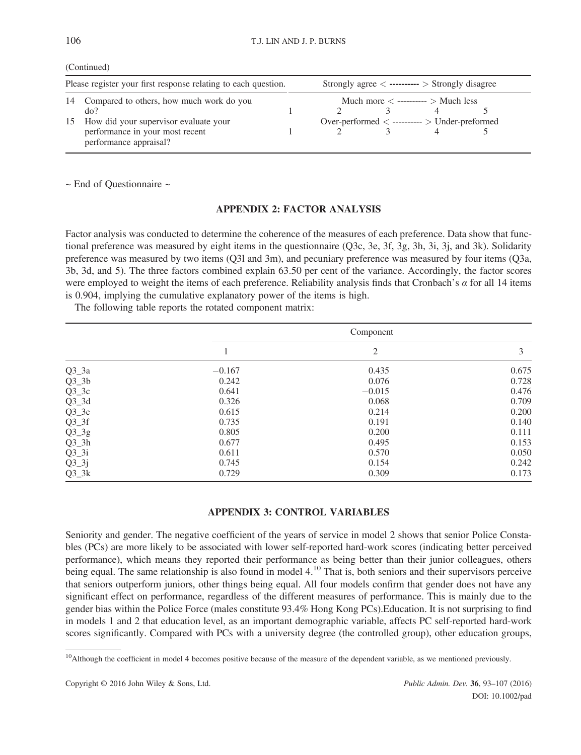(Continued)

| Please register your first response relating to each question. | Strongly agree < ---------- > Strongly disagree | | | | |
|---|---|---|---|---|---|
| 14 Compared to others, how much work do you do? | Much more < ---------- > Much less | | | | |
| | 1 | 2 | 3 | 4 | 5 |
| 15 How did your supervisor evaluate your performance in your most recent performance appraisal? | Over-performed < ---------- > Under-preformed | | | | |
| | 1 | 2 | 3 | 4 | 5 |

~ End of Questionnaire ~

## APPENDIX 2: FACTOR ANALYSIS

Factor analysis was conducted to determine the coherence of the measures of each preference. Data show that functional preference was measured by eight items in the questionnaire (Q3c, 3e, 3f, 3g, 3h, 3i, 3j, and 3k). Solidarity preference was measured by two items (Q3l and 3m), and pecuniary preference was measured by four items (Q3a, 3b, 3d, and 5). The three factors combined explain 63.50 per cent of the variance. Accordingly, the factor scores were employed to weight the items of each preference. Reliability analysis finds that Cronbach's $\alpha$ for all 14 items is 0.904, implying the cumulative explanatory power of the items is high.

The following table reports the rotated component matrix:

| | Component | | |
|---|---|---|---|
| | 1 | 2 | 3 |
| Q3_3a | −0.167 | 0.435 | 0.675 |
| Q3_3b | 0.242 | 0.076 | 0.728 |
| Q3_3c | 0.641 | −0.015 | 0.476 |
| Q3_3d | 0.326 | 0.068 | 0.709 |
| Q3_3e | 0.615 | 0.214 | 0.200 |
| Q3_3f | 0.735 | 0.191 | 0.140 |
| Q3_3g | 0.805 | 0.200 | 0.111 |
| Q3_3h | 0.677 | 0.495 | 0.153 |
| Q3_3i | 0.611 | 0.570 | 0.050 |
| Q3_3j | 0.745 | 0.154 | 0.242 |
| Q3_3k | 0.729 | 0.309 | 0.173 |

## APPENDIX 3: CONTROL VARIABLES

Seniority and gender. The negative coefficient of the years of service in model 2 shows that senior Police Constables (PCs) are more likely to be associated with lower self-reported hard-work scores (indicating better perceived performance), which means they reported their performance as being better than their junior colleagues, others being equal. The same relationship is also found in model 4.[10] That is, both seniors and their supervisors perceive that seniors outperform juniors, other things being equal. All four models confirm that gender does not have any significant effect on performance, regardless of the different measures of performance. This is mainly due to the gender bias within the Police Force (males constitute 93.4% Hong Kong PCs).Education. It is not surprising to find in models 1 and 2 that education level, as an important demographic variable, affects PC self-reported hard-work scores significantly. Compared with PCs with a university degree (the controlled group), other education groups,

[10]Although the coefficient in model 4 becomes positive because of the measure of the dependent variable, as we mentioned previously.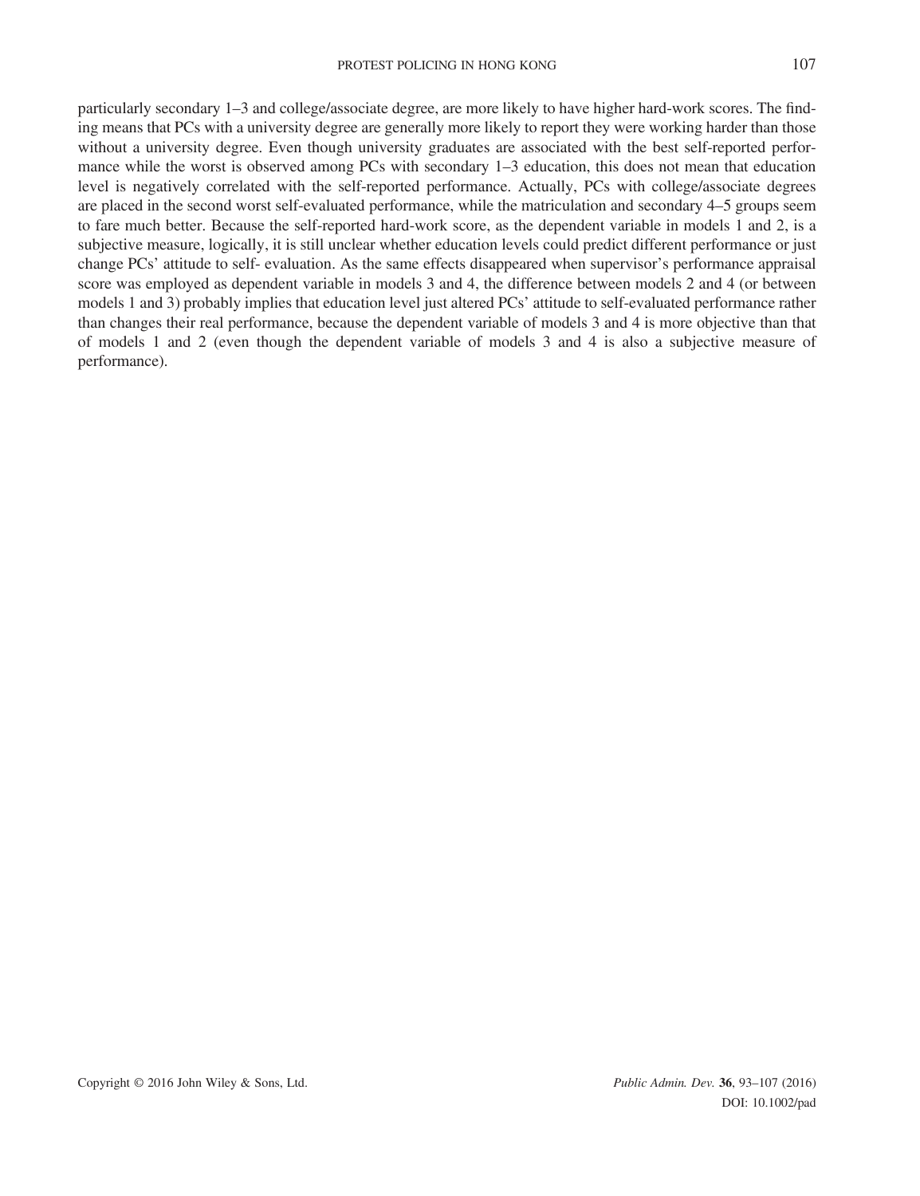particularly secondary 1–3 and college/associate degree, are more likely to have higher hard-work scores. The finding means that PCs with a university degree are generally more likely to report they were working harder than those without a university degree. Even though university graduates are associated with the best self-reported performance while the worst is observed among PCs with secondary 1–3 education, this does not mean that education level is negatively correlated with the self-reported performance. Actually, PCs with college/associate degrees are placed in the second worst self-evaluated performance, while the matriculation and secondary 4–5 groups seem to fare much better. Because the self-reported hard-work score, as the dependent variable in models 1 and 2, is a subjective measure, logically, it is still unclear whether education levels could predict different performance or just change PCs' attitude to self- evaluation. As the same effects disappeared when supervisor's performance appraisal score was employed as dependent variable in models 3 and 4, the difference between models 2 and 4 (or between models 1 and 3) probably implies that education level just altered PCs' attitude to self-evaluated performance rather than changes their real performance, because the dependent variable of models 3 and 4 is more objective than that of models 1 and 2 (even though the dependent variable of models 3 and 4 is also a subjective measure of performance).